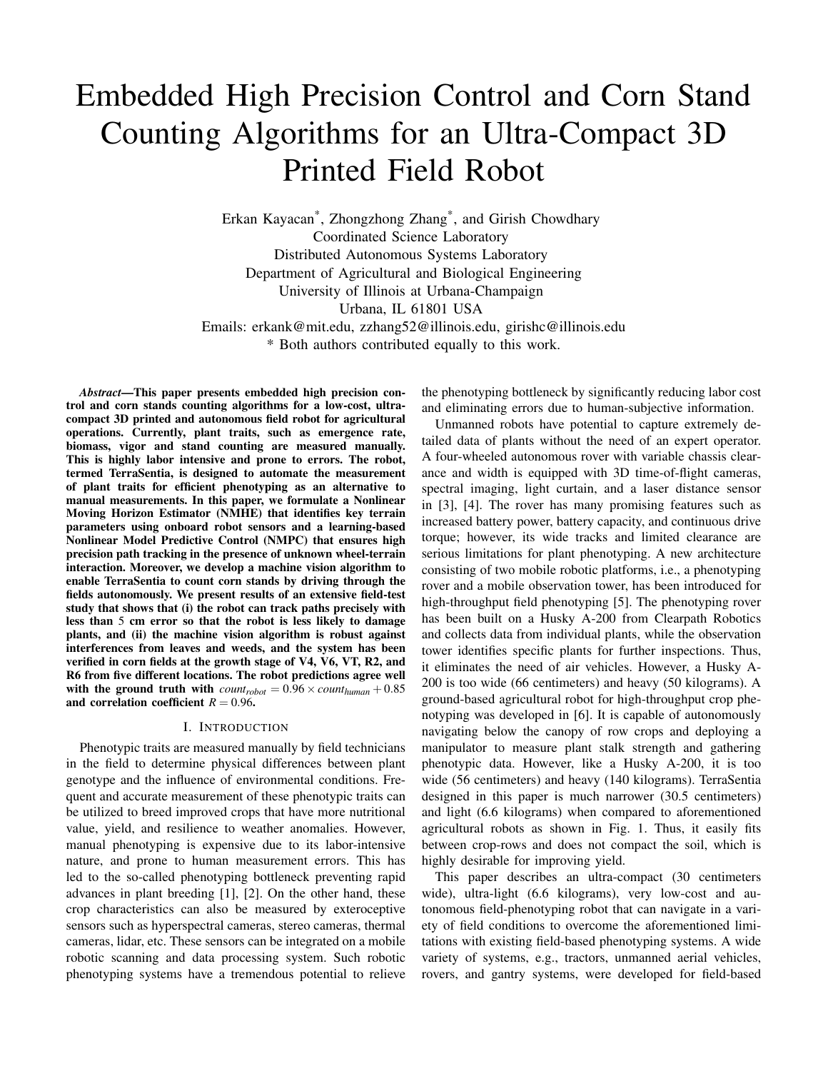# Embedded High Precision Control and Corn Stand Counting Algorithms for an Ultra-Compact 3D Printed Field Robot

Erkan Kayacan*, Zhongzhong Zhang*, and Girish Chowdhary
Coordinated Science Laboratory
Distributed Autonomous Systems Laboratory
Department of Agricultural and Biological Engineering
University of Illinois at Urbana-Champaign
Urbana, IL 61801 USA
Emails: erkank@mit.edu, zzhang52@illinois.edu, girishc@illinois.edu
* Both authors contributed equally to this work.

***Abstract*—This paper presents embedded high precision control and corn stands counting algorithms for a low-cost, ultra-compact 3D printed and autonomous field robot for agricultural operations. Currently, plant traits, such as emergence rate, biomass, vigor and stand counting are measured manually. This is highly labor intensive and prone to errors. The robot, termed TerraSentia, is designed to automate the measurement of plant traits for efficient phenotyping as an alternative to manual measurements. In this paper, we formulate a Nonlinear Moving Horizon Estimator (NMHE) that identifies key terrain parameters using onboard robot sensors and a learning-based Nonlinear Model Predictive Control (NMPC) that ensures high precision path tracking in the presence of unknown wheel-terrain interaction. Moreover, we develop a machine vision algorithm to enable TerraSentia to count corn stands by driving through the fields autonomously. We present results of an extensive field-test study that shows that (i) the robot can track paths precisely with less than 5 cm error so that the robot is less likely to damage plants, and (ii) the machine vision algorithm is robust against interferences from leaves and weeds, and the system has been verified in corn fields at the growth stage of V4, V6, VT, R2, and R6 from five different locations. The robot predictions agree well with the ground truth with $count_{robot} = 0.96 \times count_{human} + 0.85$ and correlation coefficient $R = 0.96$.**

## I. Introduction

Phenotypic traits are measured manually by field technicians in the field to determine physical differences between plant genotype and the influence of environmental conditions. Frequent and accurate measurement of these phenotypic traits can be utilized to breed improved crops that have more nutritional value, yield, and resilience to weather anomalies. However, manual phenotyping is expensive due to its labor-intensive nature, and prone to human measurement errors. This has led to the so-called phenotyping bottleneck preventing rapid advances in plant breeding [1], [2]. On the other hand, these crop characteristics can also be measured by exteroceptive sensors such as hyperspectral cameras, stereo cameras, thermal cameras, lidar, etc. These sensors can be integrated on a mobile robotic scanning and data processing system. Such robotic phenotyping systems have a tremendous potential to relieve the phenotyping bottleneck by significantly reducing labor cost and eliminating errors due to human-subjective information.

Unmanned robots have potential to capture extremely detailed data of plants without the need of an expert operator. A four-wheeled autonomous rover with variable chassis clearance and width is equipped with 3D time-of-flight cameras, spectral imaging, light curtain, and a laser distance sensor in [3], [4]. The rover has many promising features such as increased battery power, battery capacity, and continuous drive torque; however, its wide tracks and limited clearance are serious limitations for plant phenotyping. A new architecture consisting of two mobile robotic platforms, i.e., a phenotyping rover and a mobile observation tower, has been introduced for high-throughput field phenotyping [5]. The phenotyping rover has been built on a Husky A-200 from Clearpath Robotics and collects data from individual plants, while the observation tower identifies specific plants for further inspections. Thus, it eliminates the need of air vehicles. However, a Husky A-200 is too wide (66 centimeters) and heavy (50 kilograms). A ground-based agricultural robot for high-throughput crop phenotyping was developed in [6]. It is capable of autonomously navigating below the canopy of row crops and deploying a manipulator to measure plant stalk strength and gathering phenotypic data. However, like a Husky A-200, it is too wide (56 centimeters) and heavy (140 kilograms). TerraSentia designed in this paper is much narrower (30.5 centimeters) and light (6.6 kilograms) when compared to aforementioned agricultural robots as shown in Fig. 1. Thus, it easily fits between crop-rows and does not compact the soil, which is highly desirable for improving yield.

This paper describes an ultra-compact (30 centimeters wide), ultra-light (6.6 kilograms), very low-cost and autonomous field-phenotyping robot that can navigate in a variety of field conditions to overcome the aforementioned limitations with existing field-based phenotyping systems. A wide variety of systems, e.g., tractors, unmanned aerial vehicles, rovers, and gantry systems, were developed for field-based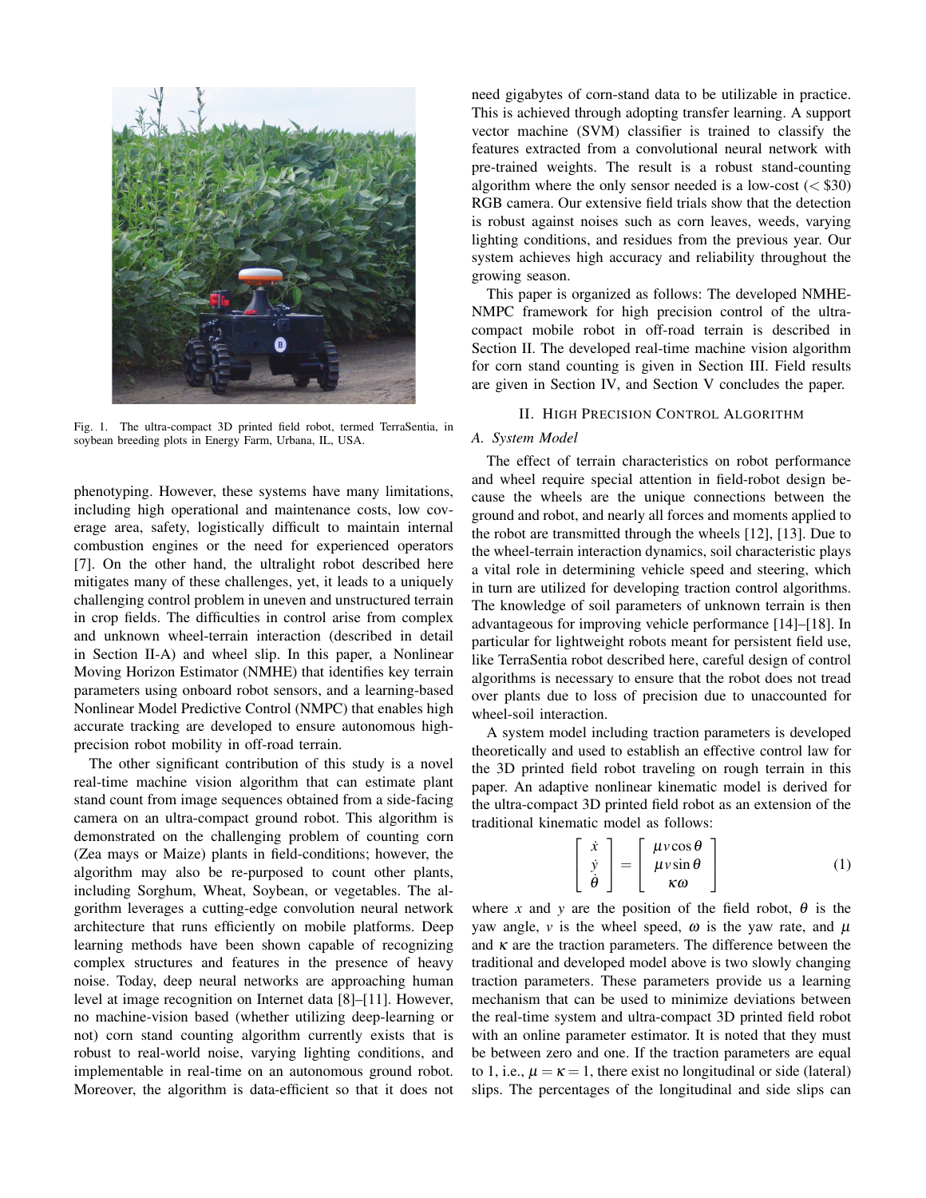Fig. 1. The ultra-compact 3D printed field robot, termed TerraSentia, in soybean breeding plots in Energy Farm, Urbana, IL, USA.

phenotyping. However, these systems have many limitations, including high operational and maintenance costs, low coverage area, safety, logistically difficult to maintain internal combustion engines or the need for experienced operators [7]. On the other hand, the ultralight robot described here mitigates many of these challenges, yet, it leads to a uniquely challenging control problem in uneven and unstructured terrain in crop fields. The difficulties in control arise from complex and unknown wheel-terrain interaction (described in detail in Section II-A) and wheel slip. In this paper, a Nonlinear Moving Horizon Estimator (NMHE) that identifies key terrain parameters using onboard robot sensors, and a learning-based Nonlinear Model Predictive Control (NMPC) that enables high accurate tracking are developed to ensure autonomous high-precision robot mobility in off-road terrain.

The other significant contribution of this study is a novel real-time machine vision algorithm that can estimate plant stand count from image sequences obtained from a side-facing camera on an ultra-compact ground robot. This algorithm is demonstrated on the challenging problem of counting corn (Zea mays or Maize) plants in field-conditions; however, the algorithm may also be re-purposed to count other plants, including Sorghum, Wheat, Soybean, or vegetables. The algorithm leverages a cutting-edge convolution neural network architecture that runs efficiently on mobile platforms. Deep learning methods have been shown capable of recognizing complex structures and features in the presence of heavy noise. Today, deep neural networks are approaching human level at image recognition on Internet data [8]–[11]. However, no machine-vision based (whether utilizing deep-learning or not) corn stand counting algorithm currently exists that is robust to real-world noise, varying lighting conditions, and implementable in real-time on an autonomous ground robot. Moreover, the algorithm is data-efficient so that it does not need gigabytes of corn-stand data to be utilizable in practice. This is achieved through adopting transfer learning. A support vector machine (SVM) classifier is trained to classify the features extracted from a convolutional neural network with pre-trained weights. The result is a robust stand-counting algorithm where the only sensor needed is a low-cost (< \$30) RGB camera. Our extensive field trials show that the detection is robust against noises such as corn leaves, weeds, varying lighting conditions, and residues from the previous year. Our system achieves high accuracy and reliability throughout the growing season.

This paper is organized as follows: The developed NMHE-NMPC framework for high precision control of the ultra-compact mobile robot in off-road terrain is described in Section II. The developed real-time machine vision algorithm for corn stand counting is given in Section III. Field results are given in Section IV, and Section V concludes the paper.

## II. High Precision Control Algorithm

### A. System Model

The effect of terrain characteristics on robot performance and wheel require special attention in field-robot design because the wheels are the unique connections between the ground and robot, and nearly all forces and moments applied to the robot are transmitted through the wheels [12], [13]. Due to the wheel-terrain interaction dynamics, soil characteristic plays a vital role in determining vehicle speed and steering, which in turn are utilized for developing traction control algorithms. The knowledge of soil parameters of unknown terrain is then advantageous for improving vehicle performance [14]–[18]. In particular for lightweight robots meant for persistent field use, like TerraSentia robot described here, careful design of control algorithms is necessary to ensure that the robot does not tread over plants due to loss of precision due to unaccounted for wheel-soil interaction.

A system model including traction parameters is developed theoretically and used to establish an effective control law for the 3D printed field robot traveling on rough terrain in this paper. An adaptive nonlinear kinematic model is derived for the ultra-compact 3D printed field robot as an extension of the traditional kinematic model as follows:

$$\begin{bmatrix} \dot{x} \\ \dot{y} \\ \dot{\theta} \end{bmatrix} = \begin{bmatrix} \mu v \cos\theta \\ \mu v \sin\theta \\ \kappa\omega \end{bmatrix} \tag{1}$$

where $x$ and $y$ are the position of the field robot, $\theta$ is the yaw angle, $v$ is the wheel speed, $\omega$ is the yaw rate, and $\mu$ and $\kappa$ are the traction parameters. The difference between the traditional and developed model above is two slowly changing traction parameters. These parameters provide us a learning mechanism that can be used to minimize deviations between the real-time system and ultra-compact 3D printed field robot with an online parameter estimator. It is noted that they must be between zero and one. If the traction parameters are equal to 1, i.e., $\mu = \kappa = 1$, there exist no longitudinal or side (lateral) slips. The percentages of the longitudinal and side slips can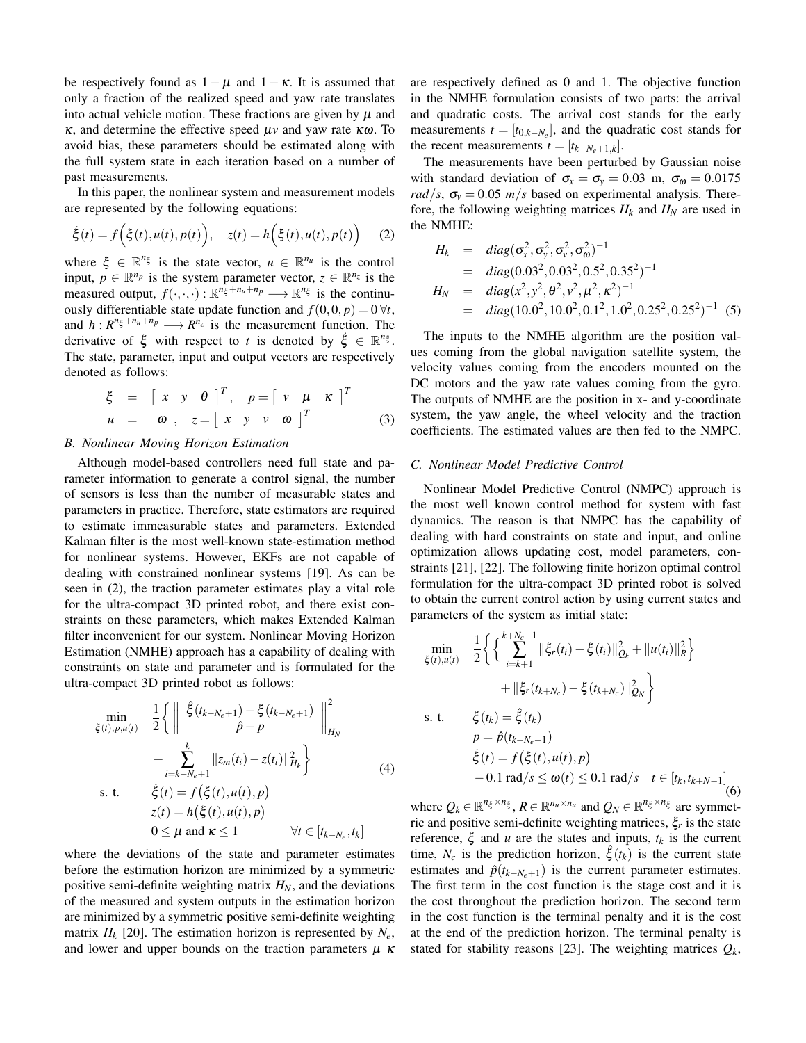be respectively found as $1-\mu$ and $1-\kappa$. It is assumed that only a fraction of the realized speed and yaw rate translates into actual vehicle motion. These fractions are given by $\mu$ and $\kappa$, and determine the effective speed $\mu v$ and yaw rate $\kappa\omega$. To avoid bias, these parameters should be estimated along with the full system state in each iteration based on a number of past measurements.

In this paper, the nonlinear system and measurement models are represented by the following equations:

$$\dot{\xi}(t) = f\Big(\xi(t), u(t), p(t)\Big), \quad z(t) = h\Big(\xi(t), u(t), p(t)\Big) \tag{2}$$

where $\xi \in \mathbb{R}^{n_\xi}$ is the state vector, $u \in \mathbb{R}^{n_u}$ is the control input, $p \in \mathbb{R}^{n_p}$ is the system parameter vector, $z \in \mathbb{R}^{n_z}$ is the measured output, $f(\cdot,\cdot,\cdot): \mathbb{R}^{n_\xi + n_u + n_p} \longrightarrow \mathbb{R}^{n_\xi}$ is the continuously differentiable state update function and $f(0,0,p) = 0 \,\forall t$, and $h: R^{n_\xi + n_u + n_p} \longrightarrow R^{n_z}$ is the measurement function. The derivative of $\xi$ with respect to $t$ is denoted by $\dot{\xi} \in \mathbb{R}^{n_\xi}$. The state, parameter, input and output vectors are respectively denoted as follows:

$$\begin{aligned}
\xi &= \begin{bmatrix} x & y & \theta \end{bmatrix}^T, \quad p = \begin{bmatrix} v & \mu & \kappa \end{bmatrix}^T \\
u &= \omega \;, \quad z = \begin{bmatrix} x & y & v & \omega \end{bmatrix}^T
\end{aligned} \tag{3}$$

### B. Nonlinear Moving Horizon Estimation

Although model-based controllers need full state and parameter information to generate a control signal, the number of sensors is less than the number of measurable states and parameters in practice. Therefore, state estimators are required to estimate immeasurable states and parameters. Extended Kalman filter is the most well-known state-estimation method for nonlinear systems. However, EKFs are not capable of dealing with constrained nonlinear systems [19]. As can be seen in (2), the traction parameter estimates play a vital role for the ultra-compact 3D printed robot, and there exist constraints on these parameters, which makes Extended Kalman filter inconvenient for our system. Nonlinear Moving Horizon Estimation (NMHE) approach has a capability of dealing with constraints on state and parameter and is formulated for the ultra-compact 3D printed robot as follows:

$$\begin{aligned}
\min_{\xi(t),p,u(t)} \quad & \frac{1}{2}\Bigg\{ \left\| \begin{array}{c} \hat{\xi}(t_{k-N_e+1}) - \xi(t_{k-N_e+1}) \\ \hat{p} - p \end{array} \right\|^2_{H_N} \\
& + \sum_{i=k-N_e+1}^{k} \| z_m(t_i) - z(t_i) \|^2_{H_k} \Bigg\} \\
\text{s. t.} \quad & \dot{\xi}(t) = f\big(\xi(t), u(t), p\big) \\
& z(t) = h\big(\xi(t), u(t), p\big) \\
& 0 \le \mu \text{ and } \kappa \le 1 \qquad \forall t \in [t_{k-N_e}, t_k]
\end{aligned} \tag{4}$$

where the deviations of the state and parameter estimates before the estimation horizon are minimized by a symmetric positive semi-definite weighting matrix $H_N$, and the deviations of the measured and system outputs in the estimation horizon are minimized by a symmetric positive semi-definite weighting matrix $H_k$ [20]. The estimation horizon is represented by $N_e$, and lower and upper bounds on the traction parameters $\mu$ $\kappa$ are respectively defined as 0 and 1. The objective function in the NMHE formulation consists of two parts: the arrival and quadratic costs. The arrival cost stands for the early measurements $t = [t_{0,k-N_e}]$, and the quadratic cost stands for the recent measurements $t = [t_{k-N_e+1,k}]$.

The measurements have been perturbed by Gaussian noise with standard deviation of $\sigma_x = \sigma_y = 0.03$ m, $\sigma_\omega = 0.0175$ $rad/s$, $\sigma_v = 0.05$ $m/s$ based on experimental analysis. Therefore, the following weighting matrices $H_k$ and $H_N$ are used in the NMHE:

$$\begin{aligned}
H_k &= diag(\sigma_x^2, \sigma_y^2, \sigma_v^2, \sigma_\omega^2)^{-1} \\
&= diag(0.03^2, 0.03^2, 0.5^2, 0.35^2)^{-1} \\
H_N &= diag(x^2, y^2, \theta^2, v^2, \mu^2, \kappa^2)^{-1} \\
&= diag(10.0^2, 10.0^2, 0.1^2, 1.0^2, 0.25^2, 0.25^2)^{-1}
\end{aligned} \tag{5}$$

The inputs to the NMHE algorithm are the position values coming from the global navigation satellite system, the velocity values coming from the encoders mounted on the DC motors and the yaw rate values coming from the gyro. The outputs of NMHE are the position in x- and y-coordinate system, the yaw angle, the wheel velocity and the traction coefficients. The estimated values are then fed to the NMPC.

### C. Nonlinear Model Predictive Control

Nonlinear Model Predictive Control (NMPC) approach is the most well known control method for system with fast dynamics. The reason is that NMPC has the capability of dealing with hard constraints on state and input, and online optimization allows updating cost, model parameters, constraints [21], [22]. The following finite horizon optimal control formulation for the ultra-compact 3D printed robot is solved to obtain the current control action by using current states and parameters of the system as initial state:

$$\begin{aligned}
\min_{\xi(t),u(t)} \quad & \frac{1}{2}\Bigg\{ \Bigg\{ \sum_{i=k+1}^{k+N_c-1} \|\xi_r(t_i) - \xi(t_i)\|^2_{Q_k} + \|u(t_i)\|^2_R \Bigg\} \\
& + \|\xi_r(t_{k+N_c}) - \xi(t_{k+N_c})\|^2_{Q_N} \Bigg\} \\
\text{s. t.} \quad & \xi(t_k) = \hat{\xi}(t_k) \\
& p = \hat{p}(t_{k-N_e+1}) \\
& \dot{\xi}(t) = f\big(\xi(t), u(t), p\big) \\
& -0.1 \text{ rad/s} \le \omega(t) \le 0.1 \text{ rad/s} \quad t \in [t_k, t_{k+N-1}]
\end{aligned} \tag{6}$$

where $Q_k \in \mathbb{R}^{n_\xi \times n_\xi}$, $R \in \mathbb{R}^{n_u \times n_u}$ and $Q_N \in \mathbb{R}^{n_\xi \times n_\xi}$ are symmetric and positive semi-definite weighting matrices, $\xi_r$ is the state reference, $\xi$ and $u$ are the states and inputs, $t_k$ is the current time, $N_c$ is the prediction horizon, $\hat{\xi}(t_k)$ is the current state estimates and $\hat{p}(t_{k-N_e+1})$ is the current parameter estimates. The first term in the cost function is the stage cost and it is the cost throughout the prediction horizon. The second term in the cost function is the terminal penalty and it is the cost at the end of the prediction horizon. The terminal penalty is stated for stability reasons [23]. The weighting matrices $Q_k$,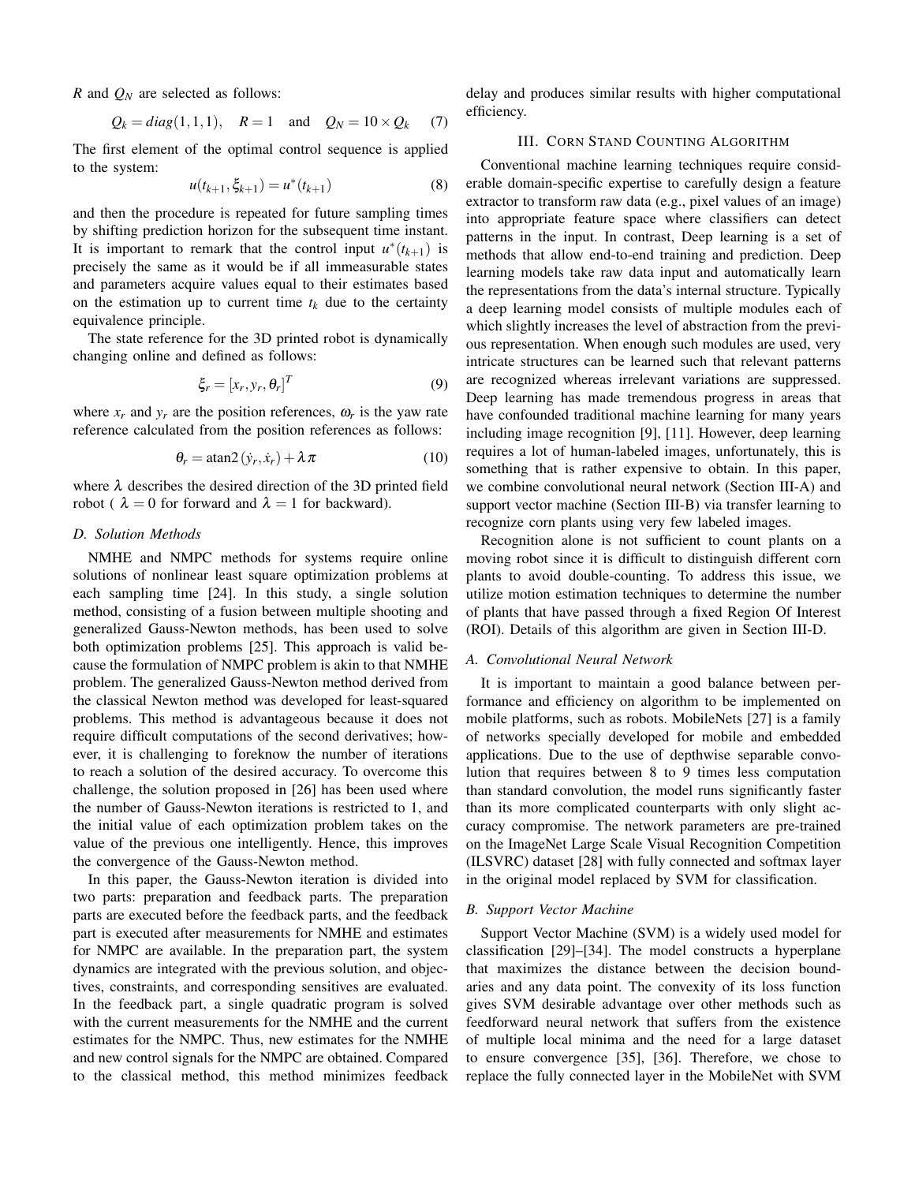$R$ and $Q_N$ are selected as follows:

$$Q_k = diag(1,1,1), \quad R = 1 \quad \text{and} \quad Q_N = 10 \times Q_k \tag{7}$$

The first element of the optimal control sequence is applied to the system:

$$u(t_{k+1}, \xi_{k+1}) = u^*(t_{k+1}) \tag{8}$$

and then the procedure is repeated for future sampling times by shifting prediction horizon for the subsequent time instant. It is important to remark that the control input $u^*(t_{k+1})$ is precisely the same as it would be if all immeasurable states and parameters acquire values equal to their estimates based on the estimation up to current time $t_k$ due to the certainty equivalence principle.

The state reference for the 3D printed robot is dynamically changing online and defined as follows:

$$\xi_r = [x_r, y_r, \theta_r]^T \tag{9}$$

where $x_r$ and $y_r$ are the position references, $\omega_r$ is the yaw rate reference calculated from the position references as follows:

$$\theta_r = \text{atan2}(\dot{y}_r, \dot{x}_r) + \lambda\pi \tag{10}$$

where $\lambda$ describes the desired direction of the 3D printed field robot ( $\lambda = 0$ for forward and $\lambda = 1$ for backward).

### D. Solution Methods

NMHE and NMPC methods for systems require online solutions of nonlinear least square optimization problems at each sampling time [24]. In this study, a single solution method, consisting of a fusion between multiple shooting and generalized Gauss-Newton methods, has been used to solve both optimization problems [25]. This approach is valid because the formulation of NMPC problem is akin to that NMHE problem. The generalized Gauss-Newton method derived from the classical Newton method was developed for least-squared problems. This method is advantageous because it does not require difficult computations of the second derivatives; however, it is challenging to foreknow the number of iterations to reach a solution of the desired accuracy. To overcome this challenge, the solution proposed in [26] has been used where the number of Gauss-Newton iterations is restricted to 1, and the initial value of each optimization problem takes on the value of the previous one intelligently. Hence, this improves the convergence of the Gauss-Newton method.

In this paper, the Gauss-Newton iteration is divided into two parts: preparation and feedback parts. The preparation parts are executed before the feedback parts, and the feedback part is executed after measurements for NMHE and estimates for NMPC are available. In the preparation part, the system dynamics are integrated with the previous solution, and objectives, constraints, and corresponding sensitives are evaluated. In the feedback part, a single quadratic program is solved with the current measurements for the NMHE and the current estimates for the NMPC. Thus, new estimates for the NMHE and new control signals for the NMPC are obtained. Compared to the classical method, this method minimizes feedback delay and produces similar results with higher computational efficiency.

## III. Corn Stand Counting Algorithm

Conventional machine learning techniques require considerable domain-specific expertise to carefully design a feature extractor to transform raw data (e.g., pixel values of an image) into appropriate feature space where classifiers can detect patterns in the input. In contrast, Deep learning is a set of methods that allow end-to-end training and prediction. Deep learning models take raw data input and automatically learn the representations from the data's internal structure. Typically a deep learning model consists of multiple modules each of which slightly increases the level of abstraction from the previous representation. When enough such modules are used, very intricate structures can be learned such that relevant patterns are recognized whereas irrelevant variations are suppressed. Deep learning has made tremendous progress in areas that have confounded traditional machine learning for many years including image recognition [9], [11]. However, deep learning requires a lot of human-labeled images, unfortunately, this is something that is rather expensive to obtain. In this paper, we combine convolutional neural network (Section III-A) and support vector machine (Section III-B) via transfer learning to recognize corn plants using very few labeled images.

Recognition alone is not sufficient to count plants on a moving robot since it is difficult to distinguish different corn plants to avoid double-counting. To address this issue, we utilize motion estimation techniques to determine the number of plants that have passed through a fixed Region Of Interest (ROI). Details of this algorithm are given in Section III-D.

### A. Convolutional Neural Network

It is important to maintain a good balance between performance and efficiency on algorithm to be implemented on mobile platforms, such as robots. MobileNets [27] is a family of networks specially developed for mobile and embedded applications. Due to the use of depthwise separable convolution that requires between 8 to 9 times less computation than standard convolution, the model runs significantly faster than its more complicated counterparts with only slight accuracy compromise. The network parameters are pre-trained on the ImageNet Large Scale Visual Recognition Competition (ILSVRC) dataset [28] with fully connected and softmax layer in the original model replaced by SVM for classification.

### B. Support Vector Machine

Support Vector Machine (SVM) is a widely used model for classification [29]–[34]. The model constructs a hyperplane that maximizes the distance between the decision boundaries and any data point. The convexity of its loss function gives SVM desirable advantage over other methods such as feedforward neural network that suffers from the existence of multiple local minima and the need for a large dataset to ensure convergence [35], [36]. Therefore, we chose to replace the fully connected layer in the MobileNet with SVM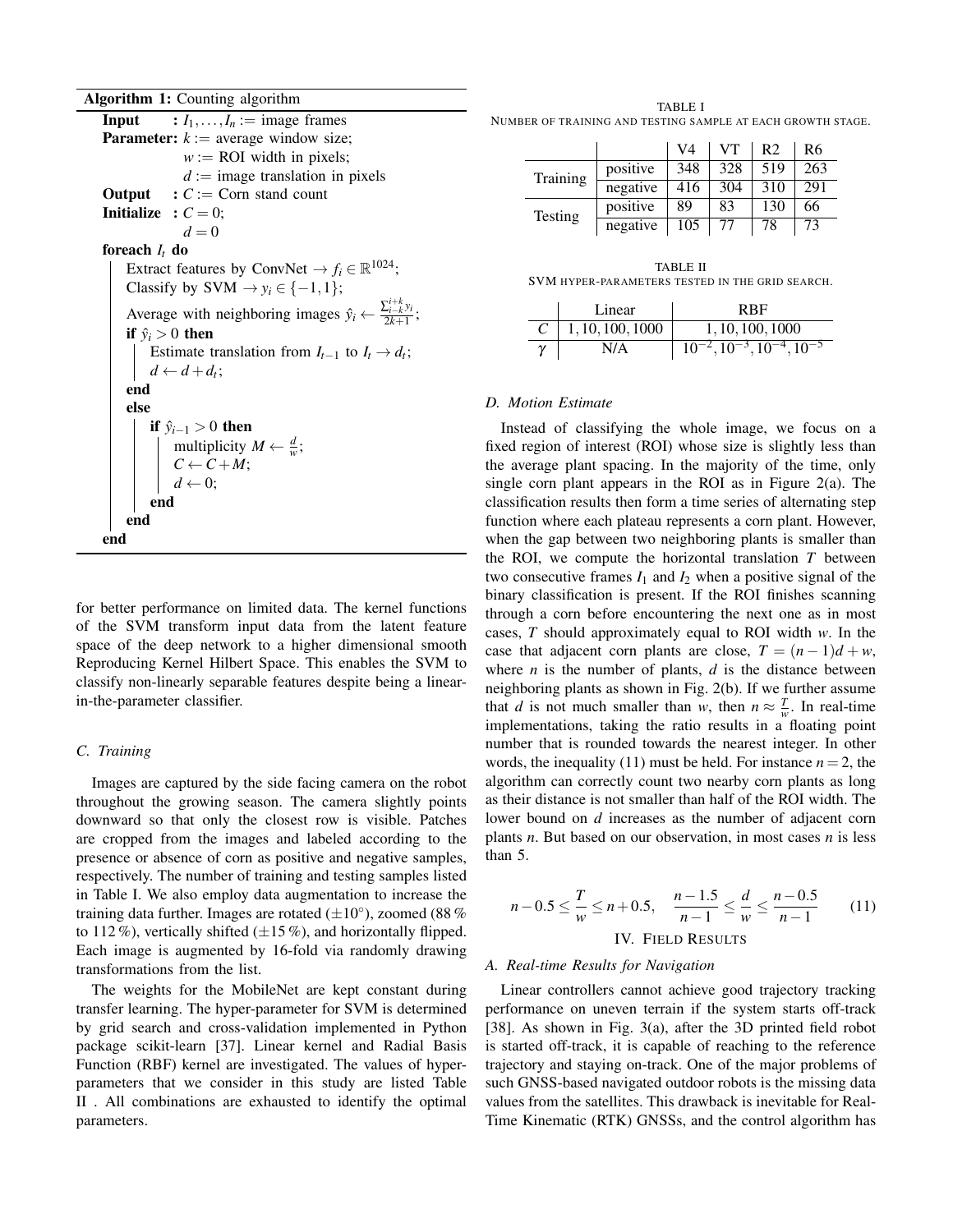**Algorithm 1:** Counting algorithm

```
Input       : I_1, ..., I_n := image frames
Parameter: k := average window size;
                w := ROI width in pixels;
                d := image translation in pixels
Output     : C := Corn stand count
Initialize : C = 0;
                d = 0
foreach I_t do
    Extract features by ConvNet → f_i ∈ R^1024;
    Classify by SVM → y_i ∈ {−1, 1};
    Average with neighboring images ŷ_i ← (Σ_{i−k}^{i+k} y_i) / (2k+1);
    if ŷ_i > 0 then
        Estimate translation from I_{t−1} to I_t → d_t;
        d ← d + d_t;
    end
    else
        if ŷ_{i−1} > 0 then
            multiplicity M ← d/w;
            C ← C + M;
            d ← 0;
        end
    end
end
```

for better performance on limited data. The kernel functions of the SVM transform input data from the latent feature space of the deep network to a higher dimensional smooth Reproducing Kernel Hilbert Space. This enables the SVM to classify non-linearly separable features despite being a linear-in-the-parameter classifier.

### C. Training

Images are captured by the side facing camera on the robot throughout the growing season. The camera slightly points downward so that only the closest row is visible. Patches are cropped from the images and labeled according to the presence or absence of corn as positive and negative samples, respectively. The number of training and testing samples listed in Table I. We also employ data augmentation to increase the training data further. Images are rotated ($\pm 10^{\circ}$), zoomed (88 % to 112 %), vertically shifted ($\pm 15$ %), and horizontally flipped. Each image is augmented by 16-fold via randomly drawing transformations from the list.

The weights for the MobileNet are kept constant during transfer learning. The hyper-parameter for SVM is determined by grid search and cross-validation implemented in Python package scikit-learn [37]. Linear kernel and Radial Basis Function (RBF) kernel are investigated. The values of hyper-parameters that we consider in this study are listed Table II . All combinations are exhausted to identify the optimal parameters.

TABLE I
NUMBER OF TRAINING AND TESTING SAMPLE AT EACH GROWTH STAGE.

| | | V4 | VT | R2 | R6 |
|---|---|---|---|---|---|
| Training | positive | 348 | 328 | 519 | 263 |
| | negative | 416 | 304 | 310 | 291 |
| Testing | positive | 89 | 83 | 130 | 66 |
| | negative | 105 | 77 | 78 | 73 |

TABLE II
SVM HYPER-PARAMETERS TESTED IN THE GRID SEARCH.

| | Linear | RBF |
|---|---|---|
| $C$ | $1, 10, 100, 1000$ | $1, 10, 100, 1000$ |
| $\gamma$ | N/A | $10^{-2}, 10^{-3}, 10^{-4}, 10^{-5}$ |

### D. Motion Estimate

Instead of classifying the whole image, we focus on a fixed region of interest (ROI) whose size is slightly less than the average plant spacing. In the majority of the time, only single corn plant appears in the ROI as in Figure 2(a). The classification results then form a time series of alternating step function where each plateau represents a corn plant. However, when the gap between two neighboring plants is smaller than the ROI, we compute the horizontal translation $T$ between two consecutive frames $I_1$ and $I_2$ when a positive signal of the binary classification is present. If the ROI finishes scanning through a corn before encountering the next one as in most cases, $T$ should approximately equal to ROI width $w$. In the case that adjacent corn plants are close, $T = (n-1)d + w$, where $n$ is the number of plants, $d$ is the distance between neighboring plants as shown in Fig. 2(b). If we further assume that $d$ is not much smaller than $w$, then $n \approx \frac{T}{w}$. In real-time implementations, taking the ratio results in a floating point number that is rounded towards the nearest integer. In other words, the inequality (11) must be held. For instance $n = 2$, the algorithm can correctly count two nearby corn plants as long as their distance is not smaller than half of the ROI width. The lower bound on $d$ increases as the number of adjacent corn plants $n$. But based on our observation, in most cases $n$ is less than 5.

$$n - 0.5 \leq \frac{T}{w} \leq n + 0.5, \quad \frac{n-1.5}{n-1} \leq \frac{d}{w} \leq \frac{n-0.5}{n-1} \tag{11}$$

## IV. FIELD RESULTS

### A. Real-time Results for Navigation

Linear controllers cannot achieve good trajectory tracking performance on uneven terrain if the system starts off-track [38]. As shown in Fig. 3(a), after the 3D printed field robot is started off-track, it is capable of reaching to the reference trajectory and staying on-track. One of the major problems of such GNSS-based navigated outdoor robots is the missing data values from the satellites. This drawback is inevitable for Real-Time Kinematic (RTK) GNSSs, and the control algorithm has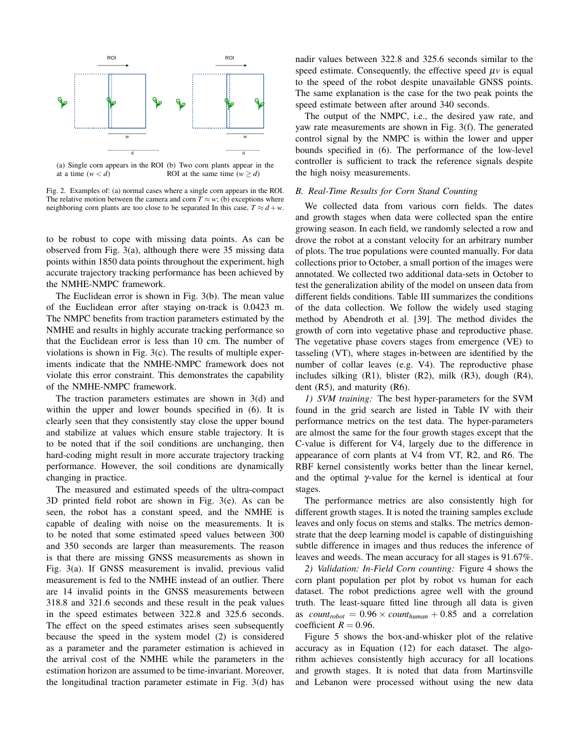(a) Single corn appears in the ROI at a time ($w < d$)

(b) Two corn plants appear in the ROI at the same time ($w \geq d$)

Fig. 2. Examples of: (a) normal cases where a single corn appears in the ROI. The relative motion between the camera and corn $T \approx w$; (b) exceptions where neighboring corn plants are too close to be separated In this case, $T \approx d + w$.

to be robust to cope with missing data points. As can be observed from Fig. 3(a), although there were 35 missing data points within 1850 data points throughout the experiment, high accurate trajectory tracking performance has been achieved by the NMHE-NMPC framework.

The Euclidean error is shown in Fig. 3(b). The mean value of the Euclidean error after staying on-track is 0.0423 m. The NMPC benefits from traction parameters estimated by the NMHE and results in highly accurate tracking performance so that the Euclidean error is less than 10 cm. The number of violations is shown in Fig. 3(c). The results of multiple experiments indicate that the NMHE-NMPC framework does not violate this error constraint. This demonstrates the capability of the NMHE-NMPC framework.

The traction parameters estimates are shown in 3(d) and within the upper and lower bounds specified in (6). It is clearly seen that they consistently stay close the upper bound and stabilize at values which ensure stable trajectory. It is to be noted that if the soil conditions are unchanging, then hard-coding might result in more accurate trajectory tracking performance. However, the soil conditions are dynamically changing in practice.

The measured and estimated speeds of the ultra-compact 3D printed field robot are shown in Fig. 3(e). As can be seen, the robot has a constant speed, and the NMHE is capable of dealing with noise on the measurements. It is to be noted that some estimated speed values between 300 and 350 seconds are larger than measurements. The reason is that there are missing GNSS measurements as shown in Fig. 3(a). If GNSS measurement is invalid, previous valid measurement is fed to the NMHE instead of an outlier. There are 14 invalid points in the GNSS measurements between 318.8 and 321.6 seconds and these result in the peak values in the speed estimates between 322.8 and 325.6 seconds. The effect on the speed estimates arises seen subsequently because the speed in the system model (2) is considered as a parameter and the parameter estimation is achieved in the arrival cost of the NMHE while the parameters in the estimation horizon are assumed to be time-invariant. Moreover, the longitudinal traction parameter estimate in Fig. 3(d) has nadir values between 322.8 and 325.6 seconds similar to the speed estimate. Consequently, the effective speed $\mu v$ is equal to the speed of the robot despite unavailable GNSS points. The same explanation is the case for the two peak points the speed estimate between after around 340 seconds.

The output of the NMPC, i.e., the desired yaw rate, and yaw rate measurements are shown in Fig. 3(f). The generated control signal by the NMPC is within the lower and upper bounds specified in (6). The performance of the low-level controller is sufficient to track the reference signals despite the high noisy measurements.

### *B. Real-Time Results for Corn Stand Counting*

We collected data from various corn fields. The dates and growth stages when data were collected span the entire growing season. In each field, we randomly selected a row and drove the robot at a constant velocity for an arbitrary number of plots. The true populations were counted manually. For data collections prior to October, a small portion of the images were annotated. We collected two additional data-sets in October to test the generalization ability of the model on unseen data from different fields conditions. Table III summarizes the conditions of the data collection. We follow the widely used staging method by Abendroth et al. [39]. The method divides the growth of corn into vegetative phase and reproductive phase. The vegetative phase covers stages from emergence (VE) to tasseling (VT), where stages in-between are identified by the number of collar leaves (e.g. V4). The reproductive phase includes silking (R1), blister (R2), milk (R3), dough (R4), dent (R5), and maturity (R6).

*1) SVM training:* The best hyper-parameters for the SVM found in the grid search are listed in Table IV with their performance metrics on the test data. The hyper-parameters are almost the same for the four growth stages except that the C-value is different for V4, largely due to the difference in appearance of corn plants at V4 from VT, R2, and R6. The RBF kernel consistently works better than the linear kernel, and the optimal $\gamma$-value for the kernel is identical at four stages.

The performance metrics are also consistently high for different growth stages. It is noted the training samples exclude leaves and only focus on stems and stalks. The metrics demonstrate that the deep learning model is capable of distinguishing subtle difference in images and thus reduces the inference of leaves and weeds. The mean accuracy for all stages is 91.67%.

*2) Validation: In-Field Corn counting:* Figure 4 shows the corn plant population per plot by robot vs human for each dataset. The robot predictions agree well with the ground truth. The least-square fitted line through all data is given as $count_{robot} = 0.96 \times count_{human} + 0.85$ and a correlation coefficient $R = 0.96$.

Figure 5 shows the box-and-whisker plot of the relative accuracy as in Equation (12) for each dataset. The algorithm achieves consistently high accuracy for all locations and growth stages. It is noted that data from Martinsville and Lebanon were processed without using the new data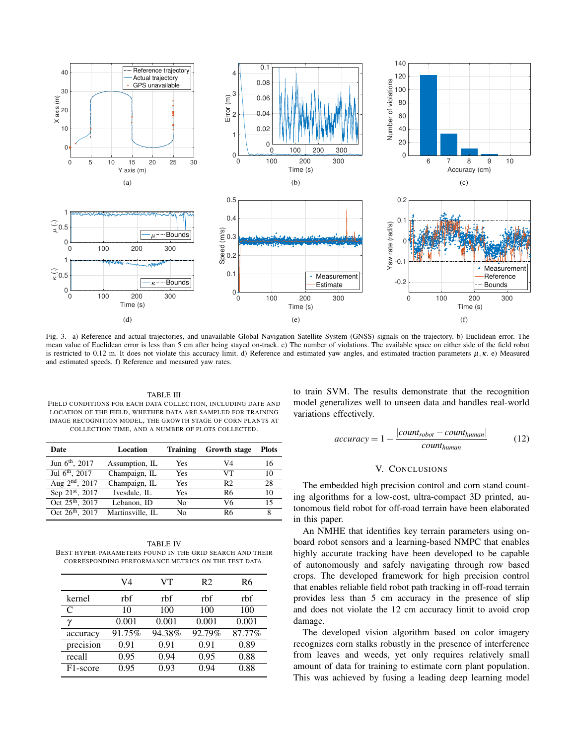Fig. 3. a) Reference and actual trajectories, and unavailable Global Navigation Satellite System (GNSS) signals on the trajectory. b) Euclidean error. The mean value of Euclidean error is less than 5 cm after being stayed on-track. c) The number of violations. The available space on either side of the field robot is restricted to 0.12 m. It does not violate this accuracy limit. d) Reference and estimated yaw angles, and estimated traction parameters $\mu, \kappa$. e) Measured and estimated speeds. f) Reference and measured yaw rates.

TABLE III

FIELD CONDITIONS FOR EACH DATA COLLECTION, INCLUDING DATE AND LOCATION OF THE FIELD, WHETHER DATA ARE SAMPLED FOR TRAINING IMAGE RECOGNITION MODEL, THE GROWTH STAGE OF CORN PLANTS AT COLLECTION TIME, AND A NUMBER OF PLOTS COLLECTED.

| Date | Location | Training | Growth stage | Plots |
|---|---|---|---|---|
| Jun 6th, 2017 | Assumption, IL | Yes | V4 | 16 |
| Jul 6th, 2017 | Champaign, IL | Yes | VT | 10 |
| Aug 2nd, 2017 | Champaign, IL | Yes | R2 | 28 |
| Sep 21st, 2017 | Ivesdale, IL | Yes | R6 | 10 |
| Oct 25th, 2017 | Lebanon, ID | No | V6 | 15 |
| Oct 26th, 2017 | Martinsville, IL | No | R6 | 8 |

TABLE IV

BEST HYPER-PARAMETERS FOUND IN THE GRID SEARCH AND THEIR CORRESPONDING PERFORMANCE METRICS ON THE TEST DATA.

| | V4 | VT | R2 | R6 |
|---|---|---|---|---|
| kernel | rbf | rbf | rbf | rbf |
| C | 10 | 100 | 100 | 100 |
| $\gamma$ | 0.001 | 0.001 | 0.001 | 0.001 |
| accuracy | 91.75% | 94.38% | 92.79% | 87.77% |
| precision | 0.91 | 0.91 | 0.91 | 0.89 |
| recall | 0.95 | 0.94 | 0.95 | 0.88 |
| F1-score | 0.95 | 0.93 | 0.94 | 0.88 |

to train SVM. The results demonstrate that the recognition model generalizes well to unseen data and handles real-world variations effectively.

$$accuracy = 1 - \frac{|count_{robot} - count_{human}|}{count_{human}} \tag{12}$$

## V. CONCLUSIONS

The embedded high precision control and corn stand counting algorithms for a low-cost, ultra-compact 3D printed, autonomous field robot for off-road terrain have been elaborated in this paper.

An NMHE that identifies key terrain parameters using onboard robot sensors and a learning-based NMPC that enables highly accurate tracking have been developed to be capable of autonomously and safely navigating through row based crops. The developed framework for high precision control that enables reliable field robot path tracking in off-road terrain provides less than 5 cm accuracy in the presence of slip and does not violate the 12 cm accuracy limit to avoid crop damage.

The developed vision algorithm based on color imagery recognizes corn stalks robustly in the presence of interference from leaves and weeds, yet only requires relatively small amount of data for training to estimate corn plant population. This was achieved by fusing a leading deep learning model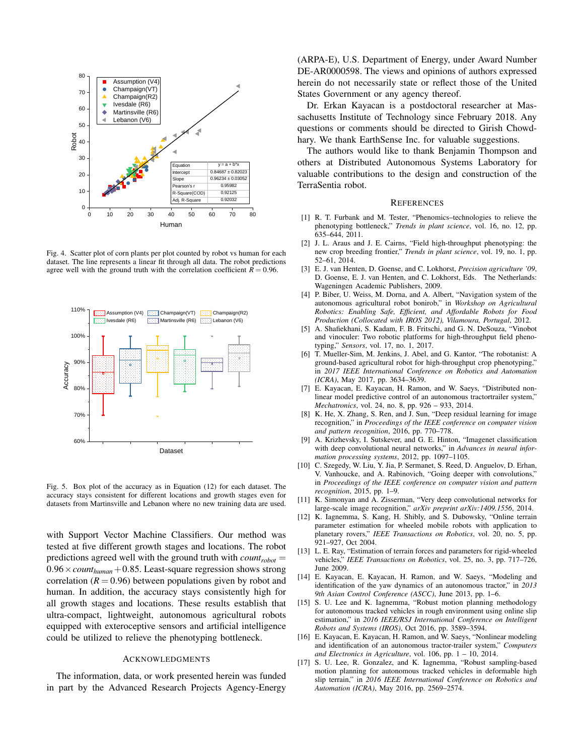Fig. 4. Scatter plot of corn plants per plot counted by robot vs human for each dataset. The line represents a linear fit through all data. The robot predictions agree well with the ground truth with the correlation coefficient $R = 0.96$.

Fig. 5. Box plot of the accuracy as in Equation (12) for each dataset. The accuracy stays consistent for different locations and growth stages even for datasets from Martinsville and Lebanon where no new training data are used.

with Support Vector Machine Classifiers. Our method was tested at five different growth stages and locations. The robot predictions agreed well with the ground truth with $count_{robot} = 0.96 \times count_{human} + 0.85$. Least-square regression shows strong correlation ($R = 0.96$) between populations given by robot and human. In addition, the accuracy stays consistently high for all growth stages and locations. These results establish that ultra-compact, lightweight, autonomous agricultural robots equipped with exteroceptive sensors and artificial intelligence could be utilized to relieve the phenotyping bottleneck.

## Acknowledgments

The information, data, or work presented herein was funded in part by the Advanced Research Projects Agency-Energy (ARPA-E), U.S. Department of Energy, under Award Number DE-AR0000598. The views and opinions of authors expressed herein do not necessarily state or reflect those of the United States Government or any agency thereof.

Dr. Erkan Kayacan is a postdoctoral researcher at Massachusetts Institute of Technology since February 2018. Any questions or comments should be directed to Girish Chowdhary. We thank EarthSense Inc. for valuable suggestions.

The authors would like to thank Benjamin Thompson and others at Distributed Autonomous Systems Laboratory for valuable contributions to the design and construction of the TerraSentia robot.

## References

[1] R. T. Furbank and M. Tester, "Phenomics–technologies to relieve the phenotyping bottleneck," *Trends in plant science*, vol. 16, no. 12, pp. 635–644, 2011.

[2] J. L. Araus and J. E. Cairns, "Field high-throughput phenotyping: the new crop breeding frontier," *Trends in plant science*, vol. 19, no. 1, pp. 52–61, 2014.

[3] E. J. van Henten, D. Goense, and C. Lokhorst, *Precision agriculture '09*, D. Goense, E. J. van Henten, and C. Lokhorst, Eds. The Netherlands: Wageningen Academic Publishers, 2009.

[4] P. Biber, U. Weiss, M. Dorna, and A. Albert, "Navigation system of the autonomous agricultural robot bonirob," in *Workshop on Agricultural Robotics: Enabling Safe, Efficient, and Affordable Robots for Food Production (Collocated with IROS 2012), Vilamoura, Portugal*, 2012.

[5] A. Shafiekhani, S. Kadam, F. B. Fritschi, and G. N. DeSouza, "Vinobot and vinoculer: Two robotic platforms for high-throughput field phenotyping," *Sensors*, vol. 17, no. 1, 2017.

[6] T. Mueller-Sim, M. Jenkins, J. Abel, and G. Kantor, "The robotanist: A ground-based agricultural robot for high-throughput crop phenotyping," in *2017 IEEE International Conference on Robotics and Automation (ICRA)*, May 2017, pp. 3634–3639.

[7] E. Kayacan, E. Kayacan, H. Ramon, and W. Saeys, "Distributed nonlinear model predictive control of an autonomous tractortrailer system," *Mechatronics*, vol. 24, no. 8, pp. 926 – 933, 2014.

[8] K. He, X. Zhang, S. Ren, and J. Sun, "Deep residual learning for image recognition," in *Proceedings of the IEEE conference on computer vision and pattern recognition*, 2016, pp. 770–778.

[9] A. Krizhevsky, I. Sutskever, and G. E. Hinton, "Imagenet classification with deep convolutional neural networks," in *Advances in neural information processing systems*, 2012, pp. 1097–1105.

[10] C. Szegedy, W. Liu, Y. Jia, P. Sermanet, S. Reed, D. Anguelov, D. Erhan, V. Vanhoucke, and A. Rabinovich, "Going deeper with convolutions," in *Proceedings of the IEEE conference on computer vision and pattern recognition*, 2015, pp. 1–9.

[11] K. Simonyan and A. Zisserman, "Very deep convolutional networks for large-scale image recognition," *arXiv preprint arXiv:1409.1556*, 2014.

[12] K. Iagnemma, S. Kang, H. Shibly, and S. Dubowsky, "Online terrain parameter estimation for wheeled mobile robots with application to planetary rovers," *IEEE Transactions on Robotics*, vol. 20, no. 5, pp. 921–927, Oct 2004.

[13] L. E. Ray, "Estimation of terrain forces and parameters for rigid-wheeled vehicles," *IEEE Transactions on Robotics*, vol. 25, no. 3, pp. 717–726, June 2009.

[14] E. Kayacan, E. Kayacan, H. Ramon, and W. Saeys, "Modeling and identification of the yaw dynamics of an autonomous tractor," in *2013 9th Asian Control Conference (ASCC)*, June 2013, pp. 1–6.

[15] S. U. Lee and K. Iagnemma, "Robust motion planning methodology for autonomous tracked vehicles in rough environment using online slip estimation," in *2016 IEEE/RSJ International Conference on Intelligent Robots and Systems (IROS)*, Oct 2016, pp. 3589–3594.

[16] E. Kayacan, E. Kayacan, H. Ramon, and W. Saeys, "Nonlinear modeling and identification of an autonomous tractor-trailer system," *Computers and Electronics in Agriculture*, vol. 106, pp. 1 – 10, 2014.

[17] S. U. Lee, R. Gonzalez, and K. Iagnemma, "Robust sampling-based motion planning for autonomous tracked vehicles in deformable high slip terrain," in *2016 IEEE International Conference on Robotics and Automation (ICRA)*, May 2016, pp. 2569–2574.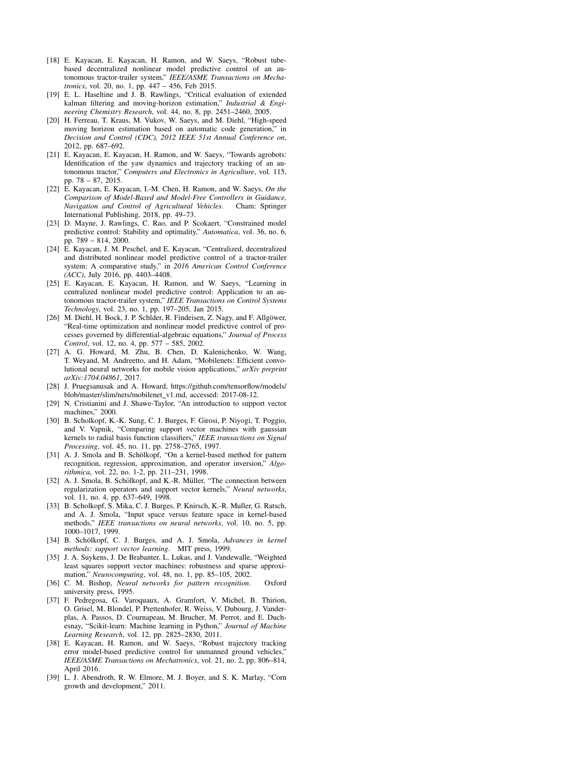[18] E. Kayacan, E. Kayacan, H. Ramon, and W. Saeys, "Robust tube-based decentralized nonlinear model predictive control of an autonomous tractor-trailer system," *IEEE/ASME Transactions on Mechatronics*, vol. 20, no. 1, pp. 447 – 456, Feb 2015.

[19] E. L. Haseltine and J. B. Rawlings, "Critical evaluation of extended kalman filtering and moving-horizon estimation," *Industrial & Engineering Chemistry Research*, vol. 44, no. 8, pp. 2451–2460, 2005.

[20] H. Ferreau, T. Kraus, M. Vukov, W. Saeys, and M. Diehl, "High-speed moving horizon estimation based on automatic code generation," in *Decision and Control (CDC), 2012 IEEE 51st Annual Conference on*, 2012, pp. 687–692.

[21] E. Kayacan, E. Kayacan, H. Ramon, and W. Saeys, "Towards agrobots: Identification of the yaw dynamics and trajectory tracking of an autonomous tractor," *Computers and Electronics in Agriculture*, vol. 115, pp. 78 – 87, 2015.

[22] E. Kayacan, E. Kayacan, I.-M. Chen, H. Ramon, and W. Saeys, *On the Comparison of Model-Based and Model-Free Controllers in Guidance, Navigation and Control of Agricultural Vehicles*. Cham: Springer International Publishing, 2018, pp. 49–73.

[23] D. Mayne, J. Rawlings, C. Rao, and P. Scokaert, "Constrained model predictive control: Stability and optimality," *Automatica*, vol. 36, no. 6, pp. 789 – 814, 2000.

[24] E. Kayacan, J. M. Peschel, and E. Kayacan, "Centralized, decentralized and distributed nonlinear model predictive control of a tractor-trailer system: A comparative study," in *2016 American Control Conference (ACC)*, July 2016, pp. 4403–4408.

[25] E. Kayacan, E. Kayacan, H. Ramon, and W. Saeys, "Learning in centralized nonlinear model predictive control: Application to an autonomous tractor-trailer system," *IEEE Transactions on Control Systems Technology*, vol. 23, no. 1, pp. 197–205, Jan 2015.

[26] M. Diehl, H. Bock, J. P. Schlder, R. Findeisen, Z. Nagy, and F. Allgöwer, "Real-time optimization and nonlinear model predictive control of processes governed by differential-algebraic equations," *Journal of Process Control*, vol. 12, no. 4, pp. 577 – 585, 2002.

[27] A. G. Howard, M. Zhu, B. Chen, D. Kalenichenko, W. Wang, T. Weyand, M. Andreetto, and H. Adam, "Mobilenets: Efficient convolutional neural networks for mobile vision applications," *arXiv preprint arXiv:1704.04861*, 2017.

[28] J. Pruegsanusak and A. Howard, https://github.com/tensorflow/models/blob/master/slim/nets/mobilenet_v1.md, accessed: 2017-08-12.

[29] N. Cristianini and J. Shawe-Taylor, "An introduction to support vector machines," 2000.

[30] B. Scholkopf, K.-K. Sung, C. J. Burges, F. Girosi, P. Niyogi, T. Poggio, and V. Vapnik, "Comparing support vector machines with gaussian kernels to radial basis function classifiers," *IEEE transactions on Signal Processing*, vol. 45, no. 11, pp. 2758–2765, 1997.

[31] A. J. Smola and B. Schölkopf, "On a kernel-based method for pattern recognition, regression, approximation, and operator inversion," *Algorithmica*, vol. 22, no. 1-2, pp. 211–231, 1998.

[32] A. J. Smola, B. Schölkopf, and K.-R. Müller, "The connection between regularization operators and support vector kernels," *Neural networks*, vol. 11, no. 4, pp. 637–649, 1998.

[33] B. Scholkopf, S. Mika, C. J. Burges, P. Knirsch, K.-R. Muller, G. Ratsch, and A. J. Smola, "Input space versus feature space in kernel-based methods," *IEEE transactions on neural networks*, vol. 10, no. 5, pp. 1000–1017, 1999.

[34] B. Schölkopf, C. J. Burges, and A. J. Smola, *Advances in kernel methods: support vector learning*. MIT press, 1999.

[35] J. A. Suykens, J. De Brabanter, L. Lukas, and J. Vandewalle, "Weighted least squares support vector machines: robustness and sparse approximation," *Neurocomputing*, vol. 48, no. 1, pp. 85–105, 2002.

[36] C. M. Bishop, *Neural networks for pattern recognition*. Oxford university press, 1995.

[37] F. Pedregosa, G. Varoquaux, A. Gramfort, V. Michel, B. Thirion, O. Grisel, M. Blondel, P. Prettenhofer, R. Weiss, V. Dubourg, J. Vanderplas, A. Passos, D. Cournapeau, M. Brucher, M. Perrot, and E. Duchesnay, "Scikit-learn: Machine learning in Python," *Journal of Machine Learning Research*, vol. 12, pp. 2825–2830, 2011.

[38] E. Kayacan, H. Ramon, and W. Saeys, "Robust trajectory tracking error model-based predictive control for unmanned ground vehicles," *IEEE/ASME Transactions on Mechatronics*, vol. 21, no. 2, pp. 806–814, April 2016.

[39] L. J. Abendroth, R. W. Elmore, M. J. Boyer, and S. K. Marlay, "Corn growth and development," 2011.